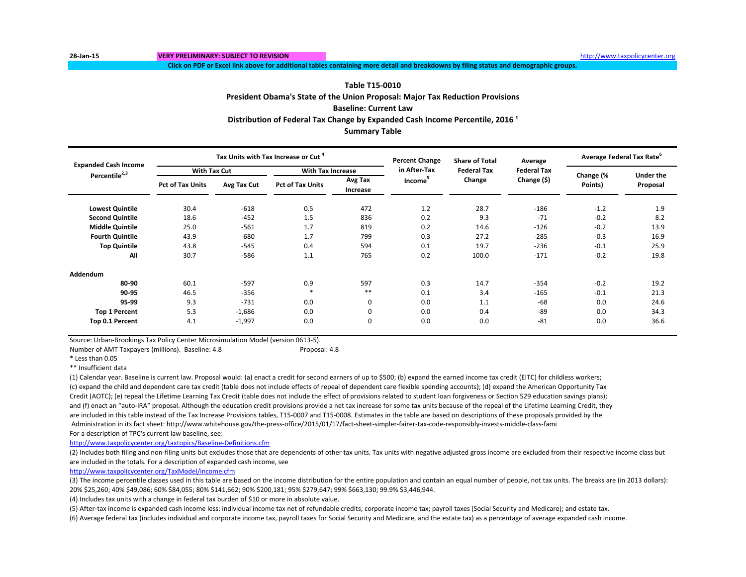28-Jan-15 | VERY PRELIMINARY: SUBJECT TO REVISION | http://www.taxpolicycenter.org

Click on PDF or Excel link above for additional tables containing more detail and breakdowns by filing status and demographic groups.

## Table T15-0010

### President Obama's State of the Union Proposal: Major Tax Reduction Provisions

### Baseline: Current Law

### Distribution of Federal Tax Change by Expanded Cash Income Percentile, 2016 [1]

### Summary Table

| Expanded Cash Income Percentile[2,3] | Tax Units with Tax Increase or Cut [4] | | | | Percent Change in After-Tax Income[5] | Share of Total Federal Tax Change | Average Federal Tax Change ($) | Average Federal Tax Rate[6] | |
|---|---|---|---|---|---|---|---|---|---|
| | With Tax Cut | | With Tax Increase | | | | | | |
| | Pct of Tax Units | Avg Tax Cut | Pct of Tax Units | Avg Tax Increase | | | | Change (% Points) | Under the Proposal |
| **Lowest Quintile** | 30.4 | -618 | 0.5 | 472 | 1.2 | 28.7 | -186 | -1.2 | 1.9 |
| **Second Quintile** | 18.6 | -452 | 1.5 | 836 | 0.2 | 9.3 | -71 | -0.2 | 8.2 |
| **Middle Quintile** | 25.0 | -561 | 1.7 | 819 | 0.2 | 14.6 | -126 | -0.2 | 13.9 |
| **Fourth Quintile** | 43.9 | -680 | 1.7 | 799 | 0.3 | 27.2 | -285 | -0.3 | 16.9 |
| **Top Quintile** | 43.8 | -545 | 0.4 | 594 | 0.1 | 19.7 | -236 | -0.1 | 25.9 |
| **All** | 30.7 | -586 | 1.1 | 765 | 0.2 | 100.0 | -171 | -0.2 | 19.8 |
| **Addendum** | | | | | | | | | |
| **80-90** | 60.1 | -597 | 0.9 | 597 | 0.3 | 14.7 | -354 | -0.2 | 19.2 |
| **90-95** | 46.5 | -356 | * | ** | 0.1 | 3.4 | -165 | -0.1 | 21.3 |
| **95-99** | 9.3 | -731 | 0.0 | 0 | 0.0 | 1.1 | -68 | 0.0 | 24.6 |
| **Top 1 Percent** | 5.3 | -1,686 | 0.0 | 0 | 0.0 | 0.4 | -89 | 0.0 | 34.3 |
| **Top 0.1 Percent** | 4.1 | -1,997 | 0.0 | 0 | 0.0 | 0.0 | -81 | 0.0 | 36.6 |

Source: Urban-Brookings Tax Policy Center Microsimulation Model (version 0613-5).

Number of AMT Taxpayers (millions). Baseline: 4.8 Proposal: 4.8

\* Less than 0.05

\** Insufficient data

(1) Calendar year. Baseline is current law. Proposal would: (a) enact a credit for second earners of up to $500; (b) expand the earned income tax credit (EITC) for childless workers; (c) expand the child and dependent care tax credit (table does not include effects of repeal of dependent care flexible spending accounts); (d) expand the American Opportunity Tax Credit (AOTC); (e) repeal the Lifetime Learning Tax Credit (table does not include the effect of provisions related to student loan forgiveness or Section 529 education savings plans); and (f) enact an "auto-IRA" proposal. Although the education credit provisions provide a net tax increase for some tax units because of the repeal of the Lifetime Learning Credit, they are included in this table instead of the Tax Increase Provisions tables, T15-0007 and T15-0008. Estimates in the table are based on descriptions of these proposals provided by the Administration in its fact sheet: http://www.whitehouse.gov/the-press-office/2015/01/17/fact-sheet-simpler-fairer-tax-code-responsibly-invests-middle-class-fami

For a description of TPC's current law baseline, see:

http://www.taxpolicycenter.org/taxtopics/Baseline-Definitions.cfm

(2) Includes both filing and non-filing units but excludes those that are dependents of other tax units. Tax units with negative adjusted gross income are excluded from their respective income class but are included in the totals. For a description of expanded cash income, see

http://www.taxpolicycenter.org/TaxModel/income.cfm

(3) The income percentile classes used in this table are based on the income distribution for the entire population and contain an equal number of people, not tax units. The breaks are (in 2013 dollars): 20% $25,260; 40% $49,086; 60% $84,055; 80% $141,662; 90% $200,181; 95% $279,647; 99% $663,130; 99.9% $3,446,944.

(4) Includes tax units with a change in federal tax burden of $10 or more in absolute value.

(5) After-tax income is expanded cash income less: individual income tax net of refundable credits; corporate income tax; payroll taxes (Social Security and Medicare); and estate tax.

(6) Average federal tax (includes individual and corporate income tax, payroll taxes for Social Security and Medicare, and the estate tax) as a percentage of average expanded cash income.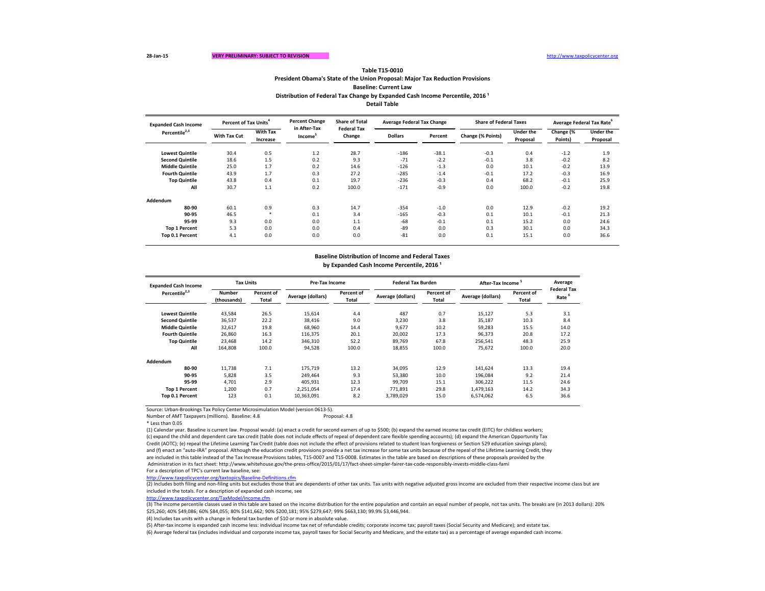28-Jan-15 **VERY PRELIMINARY: SUBJECT TO REVISION** http://www.taxpolicycenter.org

**Table T15-0010**

**President Obama's State of the Union Proposal: Major Tax Reduction Provisions**

**Baseline: Current Law**

**Distribution of Federal Tax Change by Expanded Cash Income Percentile, 2016 [1]**

**Detail Table**

| Expanded Cash Income Percentile[2,3] | Percent of Tax Units[4] | | Percent Change in After-Tax Income[5] | Share of Total Federal Tax Change | Average Federal Tax Change | | Share of Federal Taxes | | Average Federal Tax Rate[6] | |
|---|---|---|---|---|---|---|---|---|---|---|
| | With Tax Cut | With Tax Increase | | | Dollars | Percent | Change (% Points) | Under the Proposal | Change (% Points) | Under the Proposal |
| Lowest Quintile | 30.4 | 0.5 | 1.2 | 28.7 | -186 | -38.1 | -0.3 | 0.4 | -1.2 | 1.9 |
| Second Quintile | 18.6 | 1.5 | 0.2 | 9.3 | -71 | -2.2 | -0.1 | 3.8 | -0.2 | 8.2 |
| Middle Quintile | 25.0 | 1.7 | 0.2 | 14.6 | -126 | -1.3 | 0.0 | 10.1 | -0.2 | 13.9 |
| Fourth Quintile | 43.9 | 1.7 | 0.3 | 27.2 | -285 | -1.4 | -0.1 | 17.2 | -0.3 | 16.9 |
| Top Quintile | 43.8 | 0.4 | 0.1 | 19.7 | -236 | -0.3 | 0.4 | 68.2 | -0.1 | 25.9 |
| All | 30.7 | 1.1 | 0.2 | 100.0 | -171 | -0.9 | 0.0 | 100.0 | -0.2 | 19.8 |
| **Addendum** | | | | | | | | | | |
| 80-90 | 60.1 | 0.9 | 0.3 | 14.7 | -354 | -1.0 | 0.0 | 12.9 | -0.2 | 19.2 |
| 90-95 | 46.5 | * | 0.1 | 3.4 | -165 | -0.3 | 0.1 | 10.1 | -0.1 | 21.3 |
| 95-99 | 9.3 | 0.0 | 0.0 | 1.1 | -68 | -0.1 | 0.1 | 15.2 | 0.0 | 24.6 |
| Top 1 Percent | 5.3 | 0.0 | 0.0 | 0.4 | -89 | 0.0 | 0.3 | 30.1 | 0.0 | 34.3 |
| Top 0.1 Percent | 4.1 | 0.0 | 0.0 | 0.0 | -81 | 0.0 | 0.1 | 15.1 | 0.0 | 36.6 |

**Baseline Distribution of Income and Federal Taxes**

**by Expanded Cash Income Percentile, 2016 [1]**

| Expanded Cash Income Percentile[2,3] | Tax Units | | Pre-Tax Income | | Federal Tax Burden | | After-Tax Income[5] | | Average Federal Tax Rate[6] |
|---|---|---|---|---|---|---|---|---|---|
| | Number (thousands) | Percent of Total | Average (dollars) | Percent of Total | Average (dollars) | Percent of Total | Average (dollars) | Percent of Total | |
| Lowest Quintile | 43,584 | 26.5 | 15,614 | 4.4 | 487 | 0.7 | 15,127 | 5.3 | 3.1 |
| Second Quintile | 36,537 | 22.2 | 38,416 | 9.0 | 3,230 | 3.8 | 35,187 | 10.3 | 8.4 |
| Middle Quintile | 32,617 | 19.8 | 68,960 | 14.4 | 9,677 | 10.2 | 59,283 | 15.5 | 14.0 |
| Fourth Quintile | 26,860 | 16.3 | 116,375 | 20.1 | 20,002 | 17.3 | 96,373 | 20.8 | 17.2 |
| Top Quintile | 23,468 | 14.2 | 346,310 | 52.2 | 89,769 | 67.8 | 256,541 | 48.3 | 25.9 |
| All | 164,808 | 100.0 | 94,528 | 100.0 | 18,855 | 100.0 | 75,672 | 100.0 | 20.0 |
| **Addendum** | | | | | | | | | |
| 80-90 | 11,738 | 7.1 | 175,719 | 13.2 | 34,095 | 12.9 | 141,624 | 13.3 | 19.4 |
| 90-95 | 5,828 | 3.5 | 249,464 | 9.3 | 53,380 | 10.0 | 196,084 | 9.2 | 21.4 |
| 95-99 | 4,701 | 2.9 | 405,931 | 12.3 | 99,709 | 15.1 | 306,222 | 11.5 | 24.6 |
| Top 1 Percent | 1,200 | 0.7 | 2,251,054 | 17.4 | 771,891 | 29.8 | 1,479,163 | 14.2 | 34.3 |
| Top 0.1 Percent | 123 | 0.1 | 10,363,091 | 8.2 | 3,789,029 | 15.0 | 6,574,062 | 6.5 | 36.6 |

Source: Urban-Brookings Tax Policy Center Microsimulation Model (version 0613-5).

Number of AMT Taxpayers (millions). Baseline: 4.8 Proposal: 4.8

* Less than 0.05

(1) Calendar year. Baseline is current law. Proposal would: (a) enact a credit for second earners of up to $500; (b) expand the earned income tax credit (EITC) for childless workers; (c) expand the child and dependent care tax credit (table does not include effects of repeal of dependent care flexible spending accounts); (d) expand the American Opportunity Tax Credit (AOTC); (e) repeal the Lifetime Learning Tax Credit (table does not include the effect of provisions related to student loan forgiveness or Section 529 education savings plans); and (f) enact an "auto-IRA" proposal. Although the education credit provisions provide a net tax increase for some tax units because of the repeal of the Lifetime Learning Credit, they are included in this table instead of the Tax Increase Provisions tables, T15-0007 and T15-0008. Estimates in the table are based on descriptions of these proposals provided by the Administration in its fact sheet: http://www.whitehouse.gov/the-press-office/2015/01/17/fact-sheet-simpler-fairer-tax-code-responsibly-invests-middle-class-fami

For a description of TPC's current law baseline, see:

http://www.taxpolicycenter.org/taxtopics/Baseline-Definitions.cfm

(2) Includes both filing and non-filing units but excludes those that are dependents of other tax units. Tax units with negative adjusted gross income are excluded from their respective income class but are included in the totals. For a description of expanded cash income, see

http://www.taxpolicycenter.org/TaxModel/income.cfm

(3) The income percentile classes used in this table are based on the income distribution for the entire population and contain an equal number of people, not tax units. The breaks are (in 2013 dollars): 20% $25,260; 40% $49,086; 60% $84,055; 80% $141,662; 90% $200,181; 95% $279,647; 99% $663,130; 99.9% $3,446,944.

(4) Includes tax units with a change in federal tax burden of $10 or more in absolute value.

(5) After-tax income is expanded cash income less: individual income tax net of refundable credits; corporate income tax; payroll taxes (Social Security and Medicare); and estate tax.

(6) Average federal tax (includes individual and corporate income tax, payroll taxes for Social Security and Medicare, and the estate tax) as a percentage of average expanded cash income.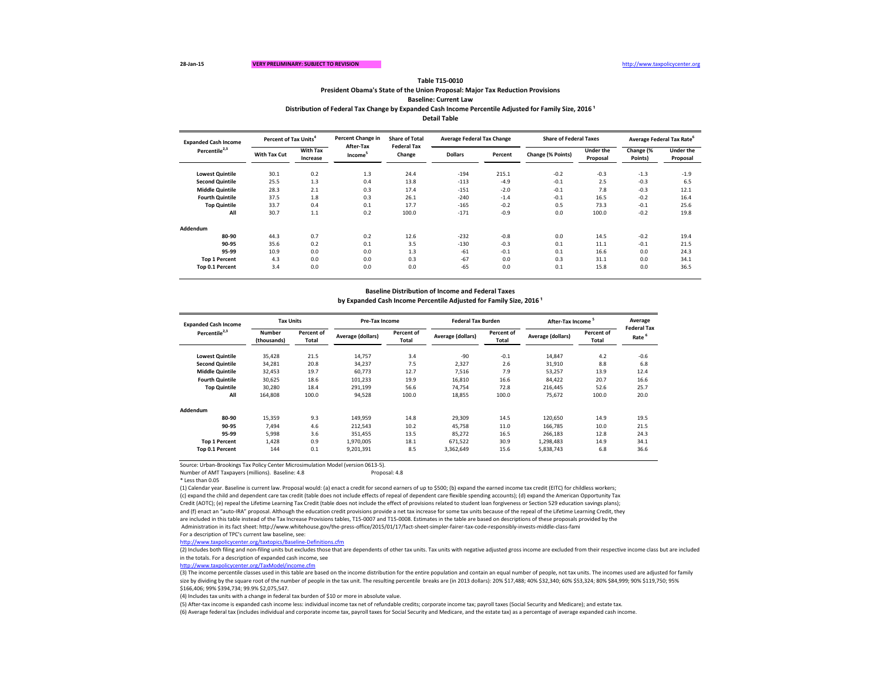28-Jan-15 **VERY PRELIMINARY: SUBJECT TO REVISION** http://www.taxpolicycenter.org

**Table T15-0010**

**President Obama's State of the Union Proposal: Major Tax Reduction Provisions**

**Baseline: Current Law**

**Distribution of Federal Tax Change by Expanded Cash Income Percentile Adjusted for Family Size, 2016 [1]**

**Detail Table**

| Expanded Cash Income Percentile[2,3] | Percent of Tax Units[4] | | Percent Change in After-Tax Income[5] | Share of Total Federal Tax Change | Average Federal Tax Change | | Share of Federal Taxes | | Average Federal Tax Rate[6] | |
|---|---|---|---|---|---|---|---|---|---|---|
| | With Tax Cut | With Tax Increase | | | Dollars | Percent | Change (% Points) | Under the Proposal | Change (% Points) | Under the Proposal |
| Lowest Quintile | 30.1 | 0.2 | 1.3 | 24.4 | -194 | 215.1 | -0.2 | -0.3 | -1.3 | -1.9 |
| Second Quintile | 25.5 | 1.3 | 0.4 | 13.8 | -113 | -4.9 | -0.1 | 2.5 | -0.3 | 6.5 |
| Middle Quintile | 28.3 | 2.1 | 0.3 | 17.4 | -151 | -2.0 | -0.1 | 7.8 | -0.3 | 12.1 |
| Fourth Quintile | 37.5 | 1.8 | 0.3 | 26.1 | -240 | -1.4 | -0.1 | 16.5 | -0.2 | 16.4 |
| Top Quintile | 33.7 | 0.4 | 0.1 | 17.7 | -165 | -0.2 | 0.5 | 73.3 | -0.1 | 25.6 |
| All | 30.7 | 1.1 | 0.2 | 100.0 | -171 | -0.9 | 0.0 | 100.0 | -0.2 | 19.8 |
| **Addendum** | | | | | | | | | | |
| 80-90 | 44.3 | 0.7 | 0.2 | 12.6 | -232 | -0.8 | 0.0 | 14.5 | -0.2 | 19.4 |
| 90-95 | 35.6 | 0.2 | 0.1 | 3.5 | -130 | -0.3 | 0.1 | 11.1 | -0.1 | 21.5 |
| 95-99 | 10.9 | 0.0 | 0.0 | 1.3 | -61 | -0.1 | 0.1 | 16.6 | 0.0 | 24.3 |
| Top 1 Percent | 4.3 | 0.0 | 0.0 | 0.3 | -67 | 0.0 | 0.3 | 31.1 | 0.0 | 34.1 |
| Top 0.1 Percent | 3.4 | 0.0 | 0.0 | 0.0 | -65 | 0.0 | 0.1 | 15.8 | 0.0 | 36.5 |

**Baseline Distribution of Income and Federal Taxes**

**by Expanded Cash Income Percentile Adjusted for Family Size, 2016 [1]**

| Expanded Cash Income Percentile[2,3] | Tax Units | | Pre-Tax Income | | Federal Tax Burden | | After-Tax Income[5] | | Average Federal Tax Rate[6] |
|---|---|---|---|---|---|---|---|---|---|
| | Number (thousands) | Percent of Total | Average (dollars) | Percent of Total | Average (dollars) | Percent of Total | Average (dollars) | Percent of Total | |
| Lowest Quintile | 35,428 | 21.5 | 14,757 | 3.4 | -90 | -0.1 | 14,847 | 4.2 | -0.6 |
| Second Quintile | 34,281 | 20.8 | 34,237 | 7.5 | 2,327 | 2.6 | 31,910 | 8.8 | 6.8 |
| Middle Quintile | 32,453 | 19.7 | 60,773 | 12.7 | 7,516 | 7.9 | 53,257 | 13.9 | 12.4 |
| Fourth Quintile | 30,625 | 18.6 | 101,233 | 19.9 | 16,810 | 16.6 | 84,422 | 20.7 | 16.6 |
| Top Quintile | 30,280 | 18.4 | 291,199 | 56.6 | 74,754 | 72.8 | 216,445 | 52.6 | 25.7 |
| All | 164,808 | 100.0 | 94,528 | 100.0 | 18,855 | 100.0 | 75,672 | 100.0 | 20.0 |
| **Addendum** | | | | | | | | | |
| 80-90 | 15,359 | 9.3 | 149,959 | 14.8 | 29,309 | 14.5 | 120,650 | 14.9 | 19.5 |
| 90-95 | 7,494 | 4.6 | 212,543 | 10.2 | 45,758 | 11.0 | 166,785 | 10.0 | 21.5 |
| 95-99 | 5,998 | 3.6 | 351,455 | 13.5 | 85,272 | 16.5 | 266,183 | 12.8 | 24.3 |
| Top 1 Percent | 1,428 | 0.9 | 1,970,005 | 18.1 | 671,522 | 30.9 | 1,298,483 | 14.9 | 34.1 |
| Top 0.1 Percent | 144 | 0.1 | 9,201,391 | 8.5 | 3,362,649 | 15.6 | 5,838,743 | 6.8 | 36.6 |

Source: Urban-Brookings Tax Policy Center Microsimulation Model (version 0613-5).

Number of AMT Taxpayers (millions). Baseline: 4.8 Proposal: 4.8

* Less than 0.05

(1) Calendar year. Baseline is current law. Proposal would: (a) enact a credit for second earners of up to $500; (b) expand the earned income tax credit (EITC) for childless workers; (c) expand the child and dependent care tax credit (table does not include effects of repeal of dependent care flexible spending accounts); (d) expand the American Opportunity Tax Credit (AOTC); (e) repeal the Lifetime Learning Tax Credit (table does not include the effect of provisions related to student loan forgiveness or Section 529 education savings plans); and (f) enact an "auto-IRA" proposal. Although the education credit provisions provide a net tax increase for some tax units because of the repeal of the Lifetime Learning Credit, they are included in this table instead of the Tax Increase Provisions tables, T15-0007 and T15-0008. Estimates in the table are based on descriptions of these proposals provided by the Administration in its fact sheet: http://www.whitehouse.gov/the-press-office/2015/01/17/fact-sheet-simpler-fairer-tax-code-responsibly-invests-middle-class-fami

For a description of TPC's current law baseline, see:

http://www.taxpolicycenter.org/taxtopics/Baseline-Definitions.cfm

(2) Includes both filing and non-filing units but excludes those that are dependents of other tax units. Tax units with negative adjusted gross income are excluded from their respective income class but are included in the totals. For a description of expanded cash income, see

http://www.taxpolicycenter.org/TaxModel/income.cfm

(3) The income percentile classes used in this table are based on the income distribution for the entire population and contain an equal number of people, not tax units. The incomes used are adjusted for family size by dividing by the square root of the number of people in the tax unit. The resulting percentile breaks are (in 2013 dollars): 20% $17,488; 40% $32,340; 60% $53,324; 80% $84,999; 90% $119,750; 95% $166,406; 99% $394,734; 99.9% $2,075,547.

(4) Includes tax units with a change in federal tax burden of $10 or more in absolute value.

(5) After-tax income is expanded cash income less: individual income tax net of refundable credits; corporate income tax; payroll taxes (Social Security and Medicare); and estate tax.

(6) Average federal tax (includes individual and corporate income tax, payroll taxes for Social Security and Medicare, and the estate tax) as a percentage of average expanded cash income.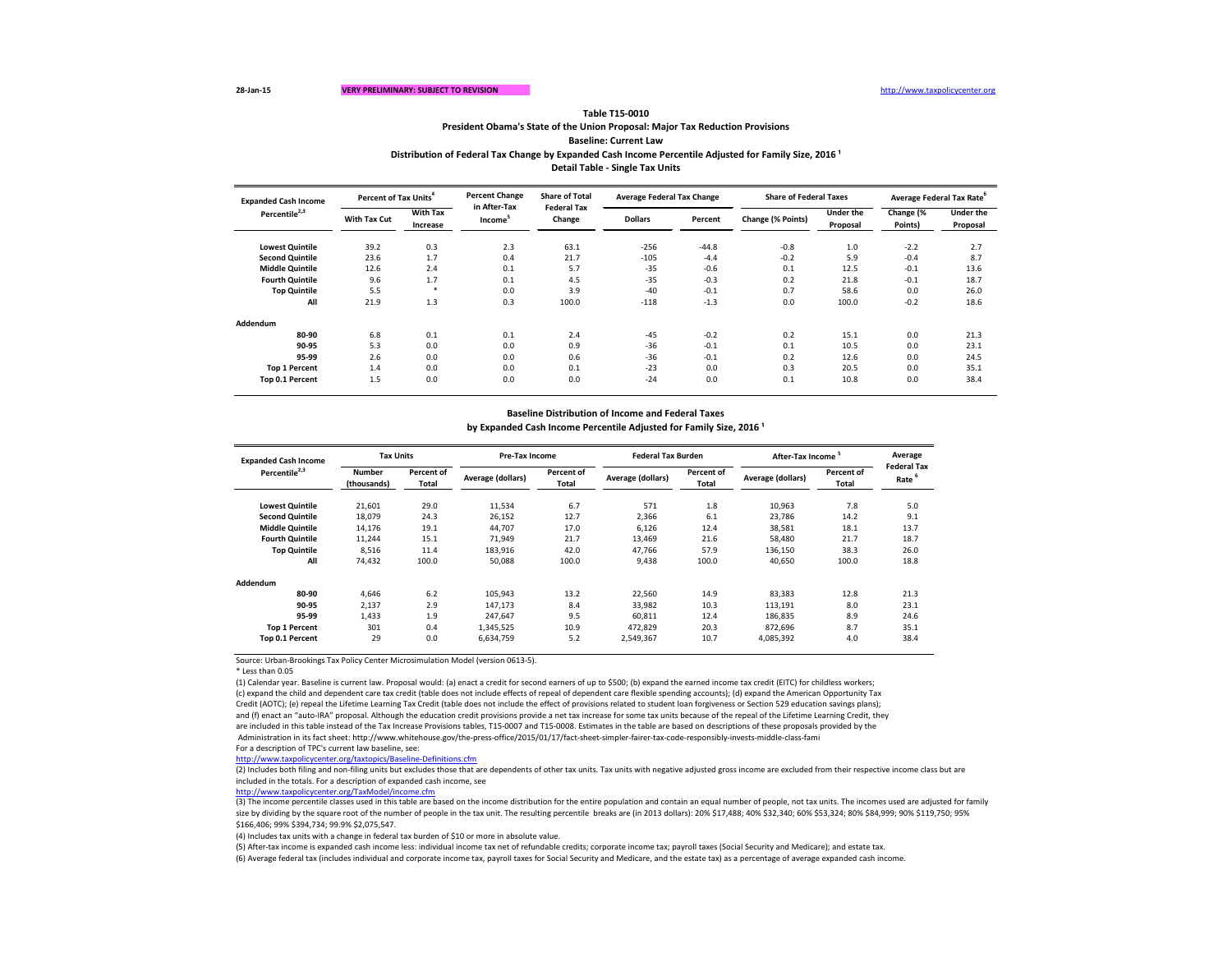28-Jan-15 **VERY PRELIMINARY: SUBJECT TO REVISION** http://www.taxpolicycenter.org

**Table T15-0010**

**President Obama's State of the Union Proposal: Major Tax Reduction Provisions**

**Baseline: Current Law**

**Distribution of Federal Tax Change by Expanded Cash Income Percentile Adjusted for Family Size, 2016 [1]**

**Detail Table - Single Tax Units**

| Expanded Cash Income Percentile[2,3] | Percent of Tax Units[4] | | Percent Change in After-Tax Income[5] | Share of Total Federal Tax Change | Average Federal Tax Change | | Share of Federal Taxes | | Average Federal Tax Rate[6] | |
|---|---|---|---|---|---|---|---|---|---|---|
| | With Tax Cut | With Tax Increase | | | Dollars | Percent | Change (% Points) | Under the Proposal | Change (% Points) | Under the Proposal |
| Lowest Quintile | 39.2 | 0.3 | 2.3 | 63.1 | -256 | -44.8 | -0.8 | 1.0 | -2.2 | 2.7 |
| Second Quintile | 23.6 | 1.7 | 0.4 | 21.7 | -105 | -4.4 | -0.2 | 5.9 | -0.4 | 8.7 |
| Middle Quintile | 12.6 | 2.4 | 0.1 | 5.7 | -35 | -0.6 | 0.1 | 12.5 | -0.1 | 13.6 |
| Fourth Quintile | 9.6 | 1.7 | 0.1 | 4.5 | -35 | -0.3 | 0.2 | 21.8 | -0.1 | 18.7 |
| Top Quintile | 5.5 | * | 0.0 | 3.9 | -40 | -0.1 | 0.7 | 58.6 | 0.0 | 26.0 |
| All | 21.9 | 1.3 | 0.3 | 100.0 | -118 | -1.3 | 0.0 | 100.0 | -0.2 | 18.6 |
| **Addendum** | | | | | | | | | | |
| 80-90 | 6.8 | 0.1 | 0.1 | 2.4 | -45 | -0.2 | 0.2 | 15.1 | 0.0 | 21.3 |
| 90-95 | 5.3 | 0.0 | 0.0 | 0.9 | -36 | -0.1 | 0.1 | 10.5 | 0.0 | 23.1 |
| 95-99 | 2.6 | 0.0 | 0.0 | 0.6 | -36 | -0.1 | 0.2 | 12.6 | 0.0 | 24.5 |
| Top 1 Percent | 1.4 | 0.0 | 0.0 | 0.1 | -23 | 0.0 | 0.3 | 20.5 | 0.0 | 35.1 |
| Top 0.1 Percent | 1.5 | 0.0 | 0.0 | 0.0 | -24 | 0.0 | 0.1 | 10.8 | 0.0 | 38.4 |

**Baseline Distribution of Income and Federal Taxes**

**by Expanded Cash Income Percentile Adjusted for Family Size, 2016 [1]**

| Expanded Cash Income Percentile[2,3] | Tax Units | | Pre-Tax Income | | Federal Tax Burden | | After-Tax Income[5] | | Average Federal Tax Rate[6] |
|---|---|---|---|---|---|---|---|---|---|
| | Number (thousands) | Percent of Total | Average (dollars) | Percent of Total | Average (dollars) | Percent of Total | Average (dollars) | Percent of Total | |
| Lowest Quintile | 21,601 | 29.0 | 11,534 | 6.7 | 571 | 1.8 | 10,963 | 7.8 | 5.0 |
| Second Quintile | 18,079 | 24.3 | 26,152 | 12.7 | 2,366 | 6.1 | 23,786 | 14.2 | 9.1 |
| Middle Quintile | 14,176 | 19.1 | 44,707 | 17.0 | 6,126 | 12.4 | 38,581 | 18.1 | 13.7 |
| Fourth Quintile | 11,244 | 15.1 | 71,949 | 21.7 | 13,469 | 21.6 | 58,480 | 21.7 | 18.7 |
| Top Quintile | 8,516 | 11.4 | 183,916 | 42.0 | 47,766 | 57.9 | 136,150 | 38.3 | 26.0 |
| All | 74,432 | 100.0 | 50,088 | 100.0 | 9,438 | 100.0 | 40,650 | 100.0 | 18.8 |
| **Addendum** | | | | | | | | | |
| 80-90 | 4,646 | 6.2 | 105,943 | 13.2 | 22,560 | 14.9 | 83,383 | 12.8 | 21.3 |
| 90-95 | 2,137 | 2.9 | 147,173 | 8.4 | 33,982 | 10.3 | 113,191 | 8.0 | 23.1 |
| 95-99 | 1,433 | 1.9 | 247,647 | 9.5 | 60,811 | 12.4 | 186,835 | 8.9 | 24.6 |
| Top 1 Percent | 301 | 0.4 | 1,345,525 | 10.9 | 472,829 | 20.3 | 872,696 | 8.7 | 35.1 |
| Top 0.1 Percent | 29 | 0.0 | 6,634,759 | 5.2 | 2,549,367 | 10.7 | 4,085,392 | 4.0 | 38.4 |

Source: Urban-Brookings Tax Policy Center Microsimulation Model (version 0613-5).

* Less than 0.05

(1) Calendar year. Baseline is current law. Proposal would: (a) enact a credit for second earners of up to $500; (b) expand the earned income tax credit (EITC) for childless workers; (c) expand the child and dependent care tax credit (table does not include effects of repeal of dependent care flexible spending accounts); (d) expand the American Opportunity Tax Credit (AOTC); (e) repeal the Lifetime Learning Tax Credit (table does not include the effect of provisions related to student loan forgiveness or Section 529 education savings plans); and (f) enact an "auto-IRA" proposal. Although the education credit provisions provide a net tax increase for some tax units because of the repeal of the Lifetime Learning Credit, they are included in this table instead of the Tax Increase Provisions tables, T15-0007 and T15-0008. Estimates in the table are based on descriptions of these proposals provided by the Administration in its fact sheet: http://www.whitehouse.gov/the-press-office/2015/01/17/fact-sheet-simpler-fairer-tax-code-responsibly-invests-middle-class-fami

For a description of TPC's current law baseline, see:

http://www.taxpolicycenter.org/taxtopics/Baseline-Definitions.cfm

(2) Includes both filing and non-filing units but excludes those that are dependents of other tax units. Tax units with negative adjusted gross income are excluded from their respective income class but are included in the totals. For a description of expanded cash income, see

http://www.taxpolicycenter.org/TaxModel/income.cfm

(3) The income percentile classes used in this table are based on the income distribution for the entire population and contain an equal number of people, not tax units. The incomes used are adjusted for family size by dividing by the square root of the number of people in the tax unit. The resulting percentile breaks are (in 2013 dollars): 20% $17,488; 40% $32,340; 60% $53,324; 80% $84,999; 90% $119,750; 95% $166,406; 99% $394,734; 99.9% $2,075,547.

(4) Includes tax units with a change in federal tax burden of $10 or more in absolute value.

(5) After-tax income is expanded cash income less: individual income tax net of refundable credits; corporate income tax; payroll taxes (Social Security and Medicare); and estate tax.

(6) Average federal tax (includes individual and corporate income tax, payroll taxes for Social Security and Medicare, and the estate tax) as a percentage of average expanded cash income.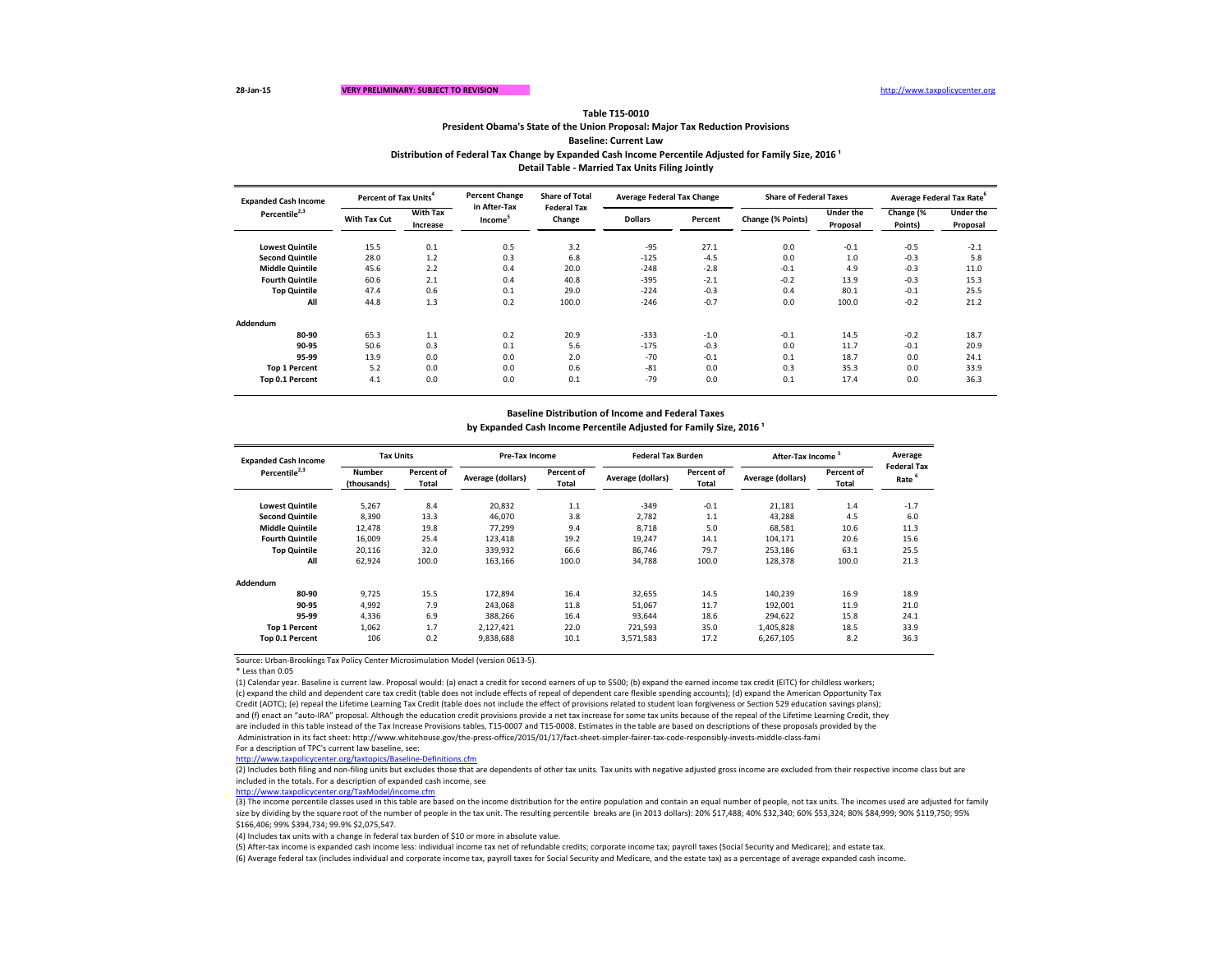28-Jan-15 **VERY PRELIMINARY: SUBJECT TO REVISION** http://www.taxpolicycenter.org

### Table T15-0010
### President Obama's State of the Union Proposal: Major Tax Reduction Provisions
### Baseline: Current Law
### Distribution of Federal Tax Change by Expanded Cash Income Percentile Adjusted for Family Size, 2016 [1]
### Detail Table - Married Tax Units Filing Jointly

| Expanded Cash Income Percentile[2,3] | Percent of Tax Units[4] | | Percent Change in After-Tax Income[5] | Share of Total Federal Tax Change | Average Federal Tax Change | | Share of Federal Taxes | | Average Federal Tax Rate[6] | |
|---|---|---|---|---|---|---|---|---|---|---|
| | With Tax Cut | With Tax Increase | | | Dollars | Percent | Change (% Points) | Under the Proposal | Change (% Points) | Under the Proposal |
| Lowest Quintile | 15.5 | 0.1 | 0.5 | 3.2 | -95 | 27.1 | 0.0 | -0.1 | -0.5 | -2.1 |
| Second Quintile | 28.0 | 1.2 | 0.3 | 6.8 | -125 | -4.5 | 0.0 | 1.0 | -0.3 | 5.8 |
| Middle Quintile | 45.6 | 2.2 | 0.4 | 20.0 | -248 | -2.8 | -0.1 | 4.9 | -0.3 | 11.0 |
| Fourth Quintile | 60.6 | 2.1 | 0.4 | 40.8 | -395 | -2.1 | -0.2 | 13.9 | -0.3 | 15.3 |
| Top Quintile | 47.4 | 0.6 | 0.1 | 29.0 | -224 | -0.3 | 0.4 | 80.1 | -0.1 | 25.5 |
| All | 44.8 | 1.3 | 0.2 | 100.0 | -246 | -0.7 | 0.0 | 100.0 | -0.2 | 21.2 |
| **Addendum** | | | | | | | | | | |
| 80-90 | 65.3 | 1.1 | 0.2 | 20.9 | -333 | -1.0 | -0.1 | 14.5 | -0.2 | 18.7 |
| 90-95 | 50.6 | 0.3 | 0.1 | 5.6 | -175 | -0.3 | 0.0 | 11.7 | -0.1 | 20.9 |
| 95-99 | 13.9 | 0.0 | 0.0 | 2.0 | -70 | -0.1 | 0.1 | 18.7 | 0.0 | 24.1 |
| Top 1 Percent | 5.2 | 0.0 | 0.0 | 0.6 | -81 | 0.0 | 0.3 | 35.3 | 0.0 | 33.9 |
| Top 0.1 Percent | 4.1 | 0.0 | 0.0 | 0.1 | -79 | 0.0 | 0.1 | 17.4 | 0.0 | 36.3 |

### Baseline Distribution of Income and Federal Taxes
### by Expanded Cash Income Percentile Adjusted for Family Size, 2016 [1]

| Expanded Cash Income Percentile[2,3] | Tax Units | | Pre-Tax Income | | Federal Tax Burden | | After-Tax Income[5] | | Average Federal Tax Rate[6] |
|---|---|---|---|---|---|---|---|---|---|
| | Number (thousands) | Percent of Total | Average (dollars) | Percent of Total | Average (dollars) | Percent of Total | Average (dollars) | Percent of Total | |
| Lowest Quintile | 5,267 | 8.4 | 20,832 | 1.1 | -349 | -0.1 | 21,181 | 1.4 | -1.7 |
| Second Quintile | 8,390 | 13.3 | 46,070 | 3.8 | 2,782 | 1.1 | 43,288 | 4.5 | 6.0 |
| Middle Quintile | 12,478 | 19.8 | 77,299 | 9.4 | 8,718 | 5.0 | 68,581 | 10.6 | 11.3 |
| Fourth Quintile | 16,009 | 25.4 | 123,418 | 19.2 | 19,247 | 14.1 | 104,171 | 20.6 | 15.6 |
| Top Quintile | 20,116 | 32.0 | 339,932 | 66.6 | 86,746 | 79.7 | 253,186 | 63.1 | 25.5 |
| All | 62,924 | 100.0 | 163,166 | 100.0 | 34,788 | 100.0 | 128,378 | 100.0 | 21.3 |
| **Addendum** | | | | | | | | | |
| 80-90 | 9,725 | 15.5 | 172,894 | 16.4 | 32,655 | 14.5 | 140,239 | 16.9 | 18.9 |
| 90-95 | 4,992 | 7.9 | 243,068 | 11.8 | 51,067 | 11.7 | 192,001 | 11.9 | 21.0 |
| 95-99 | 4,336 | 6.9 | 388,266 | 16.4 | 93,644 | 18.6 | 294,622 | 15.8 | 24.1 |
| Top 1 Percent | 1,062 | 1.7 | 2,127,421 | 22.0 | 721,593 | 35.0 | 1,405,828 | 18.5 | 33.9 |
| Top 0.1 Percent | 106 | 0.2 | 9,838,688 | 10.1 | 3,571,583 | 17.2 | 6,267,105 | 8.2 | 36.3 |

Source: Urban-Brookings Tax Policy Center Microsimulation Model (version 0613-5).

* Less than 0.05

(1) Calendar year. Baseline is current law. Proposal would: (a) enact a credit for second earners of up to $500; (b) expand the earned income tax credit (EITC) for childless workers; (c) expand the child and dependent care tax credit (table does not include effects of repeal of dependent care flexible spending accounts); (d) expand the American Opportunity Tax Credit (AOTC); (e) repeal the Lifetime Learning Tax Credit (table does not include the effect of provisions related to student loan forgiveness or Section 529 education savings plans); and (f) enact an "auto-IRA" proposal. Although the education credit provisions provide a net tax increase for some tax units because of the repeal of the Lifetime Learning Credit, they are included in this table instead of the Tax Increase Provisions tables, T15-0007 and T15-0008. Estimates in the table are based on descriptions of these proposals provided by the Administration in its fact sheet: http://www.whitehouse.gov/the-press-office/2015/01/17/fact-sheet-simpler-fairer-tax-code-responsibly-invests-middle-class-fami

For a description of TPC's current law baseline, see:

http://www.taxpolicycenter.org/taxtopics/Baseline-Definitions.cfm

(2) Includes both filing and non-filing units but excludes those that are dependents of other tax units. Tax units with negative adjusted gross income are excluded from their respective income class but are included in the totals. For a description of expanded cash income, see

http://www.taxpolicycenter.org/TaxModel/income.cfm

(3) The income percentile classes used in this table are based on the income distribution for the entire population and contain an equal number of people, not tax units. The incomes used are adjusted for family size by dividing by the square root of the number of people in the tax unit. The resulting percentile breaks are (in 2013 dollars): 20% $17,488; 40% $32,340; 60% $53,324; 80% $84,999; 90% $119,750; 95% $166,406; 99% $394,734; 99.9% $2,075,547.

(4) Includes tax units with a change in federal tax burden of $10 or more in absolute value.

(5) After-tax income is expanded cash income less: individual income tax net of refundable credits; corporate income tax; payroll taxes (Social Security and Medicare); and estate tax.

(6) Average federal tax (includes individual and corporate income tax, payroll taxes for Social Security and Medicare, and the estate tax) as a percentage of average expanded cash income.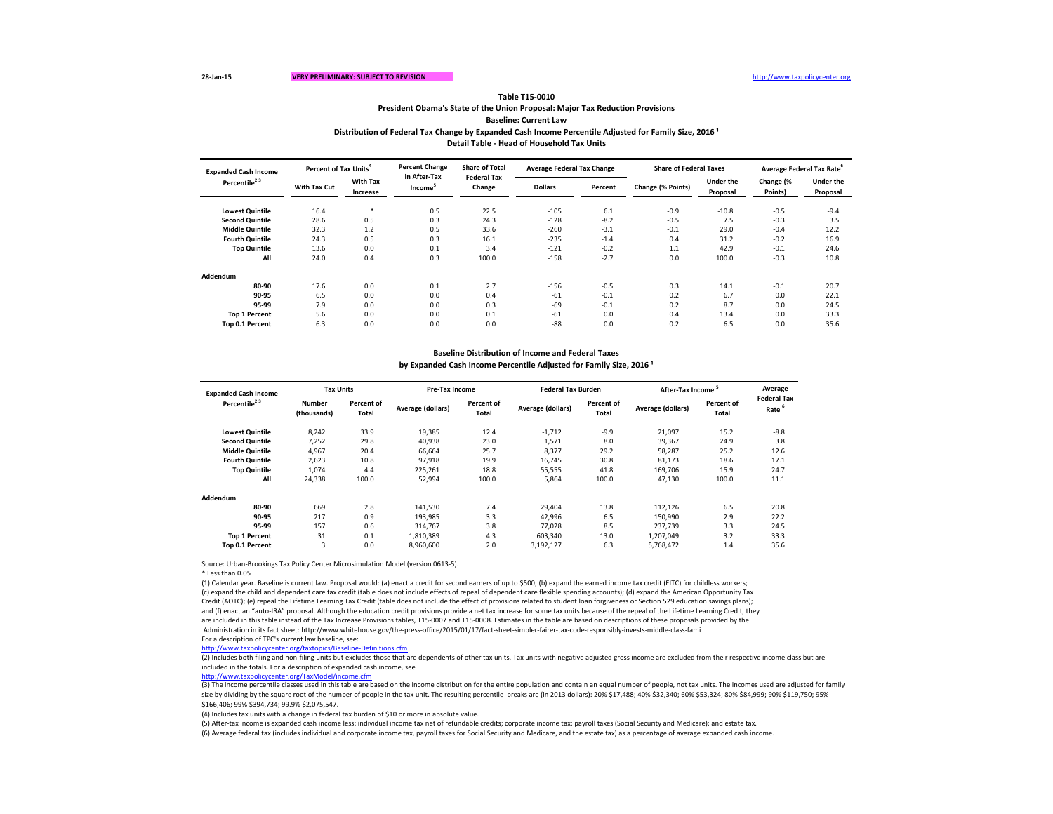28-Jan-15 **VERY PRELIMINARY: SUBJECT TO REVISION** http://www.taxpolicycenter.org

**Table T15-0010**

**President Obama's State of the Union Proposal: Major Tax Reduction Provisions**

**Baseline: Current Law**

**Distribution of Federal Tax Change by Expanded Cash Income Percentile Adjusted for Family Size, 2016 [1]**

**Detail Table - Head of Household Tax Units**

| Expanded Cash Income Percentile[2,3] | Percent of Tax Units[4] | | Percent Change in After-Tax Income[5] | Share of Total Federal Tax Change | Average Federal Tax Change | | Share of Federal Taxes | | Average Federal Tax Rate[6] | |
|---|---|---|---|---|---|---|---|---|---|---|
| | With Tax Cut | With Tax Increase | | | Dollars | Percent | Change (% Points) | Under the Proposal | Change (% Points) | Under the Proposal |
| Lowest Quintile | 16.4 | * | 0.5 | 22.5 | -105 | 6.1 | -0.9 | -10.8 | -0.5 | -9.4 |
| Second Quintile | 28.6 | 0.5 | 0.3 | 24.3 | -128 | -8.2 | -0.5 | 7.5 | -0.3 | 3.5 |
| Middle Quintile | 32.3 | 1.2 | 0.5 | 33.6 | -260 | -3.1 | -0.1 | 29.0 | -0.4 | 12.2 |
| Fourth Quintile | 24.3 | 0.5 | 0.3 | 16.1 | -235 | -1.4 | 0.4 | 31.2 | -0.2 | 16.9 |
| Top Quintile | 13.6 | 0.0 | 0.1 | 3.4 | -121 | -0.2 | 1.1 | 42.9 | -0.1 | 24.6 |
| All | 24.0 | 0.4 | 0.3 | 100.0 | -158 | -2.7 | 0.0 | 100.0 | -0.3 | 10.8 |
| **Addendum** | | | | | | | | | | |
| 80-90 | 17.6 | 0.0 | 0.1 | 2.7 | -156 | -0.5 | 0.3 | 14.1 | -0.1 | 20.7 |
| 90-95 | 6.5 | 0.0 | 0.0 | 0.4 | -61 | -0.1 | 0.2 | 6.7 | 0.0 | 22.1 |
| 95-99 | 7.9 | 0.0 | 0.0 | 0.3 | -69 | -0.1 | 0.2 | 8.7 | 0.0 | 24.5 |
| Top 1 Percent | 5.6 | 0.0 | 0.0 | 0.1 | -61 | 0.0 | 0.4 | 13.4 | 0.0 | 33.3 |
| Top 0.1 Percent | 6.3 | 0.0 | 0.0 | 0.0 | -88 | 0.0 | 0.2 | 6.5 | 0.0 | 35.6 |

**Baseline Distribution of Income and Federal Taxes**

**by Expanded Cash Income Percentile Adjusted for Family Size, 2016 [1]**

| Expanded Cash Income Percentile[2,3] | Tax Units | | Pre-Tax Income | | Federal Tax Burden | | After-Tax Income[5] | | Average Federal Tax Rate[6] |
|---|---|---|---|---|---|---|---|---|---|
| | Number (thousands) | Percent of Total | Average (dollars) | Percent of Total | Average (dollars) | Percent of Total | Average (dollars) | Percent of Total | |
| Lowest Quintile | 8,242 | 33.9 | 19,385 | 12.4 | -1,712 | -9.9 | 21,097 | 15.2 | -8.8 |
| Second Quintile | 7,252 | 29.8 | 40,938 | 23.0 | 1,571 | 8.0 | 39,367 | 24.9 | 3.8 |
| Middle Quintile | 4,967 | 20.4 | 66,664 | 25.7 | 8,377 | 29.2 | 58,287 | 25.2 | 12.6 |
| Fourth Quintile | 2,623 | 10.8 | 97,918 | 19.9 | 16,745 | 30.8 | 81,173 | 18.6 | 17.1 |
| Top Quintile | 1,074 | 4.4 | 225,261 | 18.8 | 55,555 | 41.8 | 169,706 | 15.9 | 24.7 |
| All | 24,338 | 100.0 | 52,994 | 100.0 | 5,864 | 100.0 | 47,130 | 100.0 | 11.1 |
| **Addendum** | | | | | | | | | |
| 80-90 | 669 | 2.8 | 141,530 | 7.4 | 29,404 | 13.8 | 112,126 | 6.5 | 20.8 |
| 90-95 | 217 | 0.9 | 193,985 | 3.3 | 42,996 | 6.5 | 150,990 | 2.9 | 22.2 |
| 95-99 | 157 | 0.6 | 314,767 | 3.8 | 77,028 | 8.5 | 237,739 | 3.3 | 24.5 |
| Top 1 Percent | 31 | 0.1 | 1,810,389 | 4.3 | 603,340 | 13.0 | 1,207,049 | 3.2 | 33.3 |
| Top 0.1 Percent | 3 | 0.0 | 8,960,600 | 2.0 | 3,192,127 | 6.3 | 5,768,472 | 1.4 | 35.6 |

Source: Urban-Brookings Tax Policy Center Microsimulation Model (version 0613-5).

\* Less than 0.05

(1) Calendar year. Baseline is current law. Proposal would: (a) enact a credit for second earners of up to $500; (b) expand the earned income tax credit (EITC) for childless workers; (c) expand the child and dependent care tax credit (table does not include effects of repeal of dependent care flexible spending accounts); (d) expand the American Opportunity Tax Credit (AOTC); (e) repeal the Lifetime Learning Tax Credit (table does not include the effect of provisions related to student loan forgiveness or Section 529 education savings plans); and (f) enact an "auto-IRA" proposal. Although the education credit provisions provide a net tax increase for some tax units because of the repeal of the Lifetime Learning Credit, they are included in this table instead of the Tax Increase Provisions tables, T15-0007 and T15-0008. Estimates in the table are based on descriptions of these proposals provided by the Administration in its fact sheet: http://www.whitehouse.gov/the-press-office/2015/01/17/fact-sheet-simpler-fairer-tax-code-responsibly-invests-middle-class-fami

For a description of TPC's current law baseline, see:

http://www.taxpolicycenter.org/taxtopics/Baseline-Definitions.cfm

(2) Includes both filing and non-filing units but excludes those that are dependents of other tax units. Tax units with negative adjusted gross income are excluded from their respective income class but are included in the totals. For a description of expanded cash income, see

http://www.taxpolicycenter.org/TaxModel/income.cfm

(3) The income percentile classes used in this table are based on the income distribution for the entire population and contain an equal number of people, not tax units. The incomes used are adjusted for family size by dividing by the square root of the number of people in the tax unit. The resulting percentile breaks are (in 2013 dollars): 20% $17,488; 40% $32,340; 60% $53,324; 80% $84,999; 90% $119,750; 95% $166,406; 99% $394,734; 99.9% $2,075,547.

(4) Includes tax units with a change in federal tax burden of $10 or more in absolute value.

(5) After-tax income is expanded cash income less: individual income tax net of refundable credits; corporate income tax; payroll taxes (Social Security and Medicare); and estate tax.

(6) Average federal tax (includes individual and corporate income tax, payroll taxes for Social Security and Medicare, and the estate tax) as a percentage of average expanded cash income.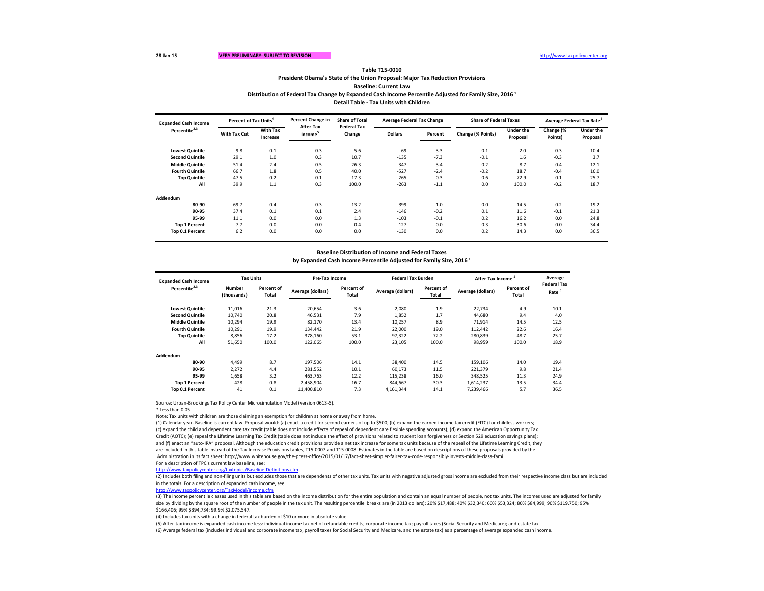28-Jan-15 VERY PRELIMINARY: SUBJECT TO REVISION http://www.taxpolicycenter.org

**Table T15-0010**

**President Obama's State of the Union Proposal: Major Tax Reduction Provisions**

**Baseline: Current Law**

**Distribution of Federal Tax Change by Expanded Cash Income Percentile Adjusted for Family Size, 2016 [1]**

**Detail Table - Tax Units with Children**

| Expanded Cash Income Percentile[2,3] | Percent of Tax Units[4] | | Percent Change in After-Tax Income[5] | Share of Total Federal Tax Change | Average Federal Tax Change | | Share of Federal Taxes | | Average Federal Tax Rate[6] | |
|---|---|---|---|---|---|---|---|---|---|---|
| | With Tax Cut | With Tax Increase | | | Dollars | Percent | Change (% Points) | Under the Proposal | Change (% Points) | Under the Proposal |
| Lowest Quintile | 9.8 | 0.1 | 0.3 | 5.6 | -69 | 3.3 | -0.1 | -2.0 | -0.3 | -10.4 |
| Second Quintile | 29.1 | 1.0 | 0.3 | 10.7 | -135 | -7.3 | -0.1 | 1.6 | -0.3 | 3.7 |
| Middle Quintile | 51.4 | 2.4 | 0.5 | 26.3 | -347 | -3.4 | -0.2 | 8.7 | -0.4 | 12.1 |
| Fourth Quintile | 66.7 | 1.8 | 0.5 | 40.0 | -527 | -2.4 | -0.2 | 18.7 | -0.4 | 16.0 |
| Top Quintile | 47.5 | 0.2 | 0.1 | 17.3 | -265 | -0.3 | 0.6 | 72.9 | -0.1 | 25.7 |
| All | 39.9 | 1.1 | 0.3 | 100.0 | -263 | -1.1 | 0.0 | 100.0 | -0.2 | 18.7 |
| **Addendum** | | | | | | | | | | |
| 80-90 | 69.7 | 0.4 | 0.3 | 13.2 | -399 | -1.0 | 0.0 | 14.5 | -0.2 | 19.2 |
| 90-95 | 37.4 | 0.1 | 0.1 | 2.4 | -146 | -0.2 | 0.1 | 11.6 | -0.1 | 21.3 |
| 95-99 | 11.1 | 0.0 | 0.0 | 1.3 | -103 | -0.1 | 0.2 | 16.2 | 0.0 | 24.8 |
| Top 1 Percent | 7.7 | 0.0 | 0.0 | 0.4 | -127 | 0.0 | 0.3 | 30.6 | 0.0 | 34.4 |
| Top 0.1 Percent | 6.2 | 0.0 | 0.0 | 0.0 | -130 | 0.0 | 0.2 | 14.3 | 0.0 | 36.5 |

**Baseline Distribution of Income and Federal Taxes**

**by Expanded Cash Income Percentile Adjusted for Family Size, 2016 [1]**

| Expanded Cash Income Percentile[2,3] | Tax Units | | Pre-Tax Income | | Federal Tax Burden | | After-Tax Income[5] | | Average Federal Tax Rate[6] |
|---|---|---|---|---|---|---|---|---|---|
| | Number (thousands) | Percent of Total | Average (dollars) | Percent of Total | Average (dollars) | Percent of Total | Average (dollars) | Percent of Total | |
| Lowest Quintile | 11,016 | 21.3 | 20,654 | 3.6 | -2,080 | -1.9 | 22,734 | 4.9 | -10.1 |
| Second Quintile | 10,740 | 20.8 | 46,531 | 7.9 | 1,852 | 1.7 | 44,680 | 9.4 | 4.0 |
| Middle Quintile | 10,294 | 19.9 | 82,170 | 13.4 | 10,257 | 8.9 | 71,914 | 14.5 | 12.5 |
| Fourth Quintile | 10,291 | 19.9 | 134,442 | 21.9 | 22,000 | 19.0 | 112,442 | 22.6 | 16.4 |
| Top Quintile | 8,856 | 17.2 | 378,160 | 53.1 | 97,322 | 72.2 | 280,839 | 48.7 | 25.7 |
| All | 51,650 | 100.0 | 122,065 | 100.0 | 23,105 | 100.0 | 98,959 | 100.0 | 18.9 |
| **Addendum** | | | | | | | | | |
| 80-90 | 4,499 | 8.7 | 197,506 | 14.1 | 38,400 | 14.5 | 159,106 | 14.0 | 19.4 |
| 90-95 | 2,272 | 4.4 | 281,552 | 10.1 | 60,173 | 11.5 | 221,379 | 9.8 | 21.4 |
| 95-99 | 1,658 | 3.2 | 463,763 | 12.2 | 115,238 | 16.0 | 348,525 | 11.3 | 24.9 |
| Top 1 Percent | 428 | 0.8 | 2,458,904 | 16.7 | 844,667 | 30.3 | 1,614,237 | 13.5 | 34.4 |
| Top 0.1 Percent | 41 | 0.1 | 11,400,810 | 7.3 | 4,161,344 | 14.1 | 7,239,466 | 5.7 | 36.5 |

Source: Urban-Brookings Tax Policy Center Microsimulation Model (version 0613-5).

* Less than 0.05

Note: Tax units with children are those claiming an exemption for children at home or away from home.

(1) Calendar year. Baseline is current law. Proposal would: (a) enact a credit for second earners of up to $500; (b) expand the earned income tax credit (EITC) for childless workers; (c) expand the child and dependent care tax credit (table does not include effects of repeal of dependent care flexible spending accounts); (d) expand the American Opportunity Tax Credit (AOTC); (e) repeal the Lifetime Learning Tax Credit (table does not include the effect of provisions related to student loan forgiveness or Section 529 education savings plans); and (f) enact an "auto-IRA" proposal. Although the education credit provisions provide a net tax increase for some tax units because of the repeal of the Lifetime Learning Credit, they are included in this table instead of the Tax Increase Provisions tables, T15-0007 and T15-0008. Estimates in the table are based on descriptions of these proposals provided by the Administration in its fact sheet: http://www.whitehouse.gov/the-press-office/2015/01/17/fact-sheet-simpler-fairer-tax-code-responsibly-invests-middle-class-fami

For a description of TPC's current law baseline, see:

http://www.taxpolicycenter.org/taxtopics/Baseline-Definitions.cfm

(2) Includes both filing and non-filing units but excludes those that are dependents of other tax units. Tax units with negative adjusted gross income are excluded from their respective income class but are included in the totals. For a description of expanded cash income, see

http://www.taxpolicycenter.org/TaxModel/income.cfm

(3) The income percentile classes used in this table are based on the income distribution for the entire population and contain an equal number of people, not tax units. The incomes used are adjusted for family size by dividing by the square root of the number of people in the tax unit. The resulting percentile breaks are (in 2013 dollars): 20% $17,488; 40% $32,340; 60% $53,324; 80% $84,999; 90% $119,750; 95% $166,406; 99% $394,734; 99.9% $2,075,547.

(4) Includes tax units with a change in federal tax burden of $10 or more in absolute value.

(5) After-tax income is expanded cash income less: individual income tax net of refundable credits; corporate income tax; payroll taxes (Social Security and Medicare); and estate tax.

(6) Average federal tax (includes individual and corporate income tax, payroll taxes for Social Security and Medicare, and the estate tax) as a percentage of average expanded cash income.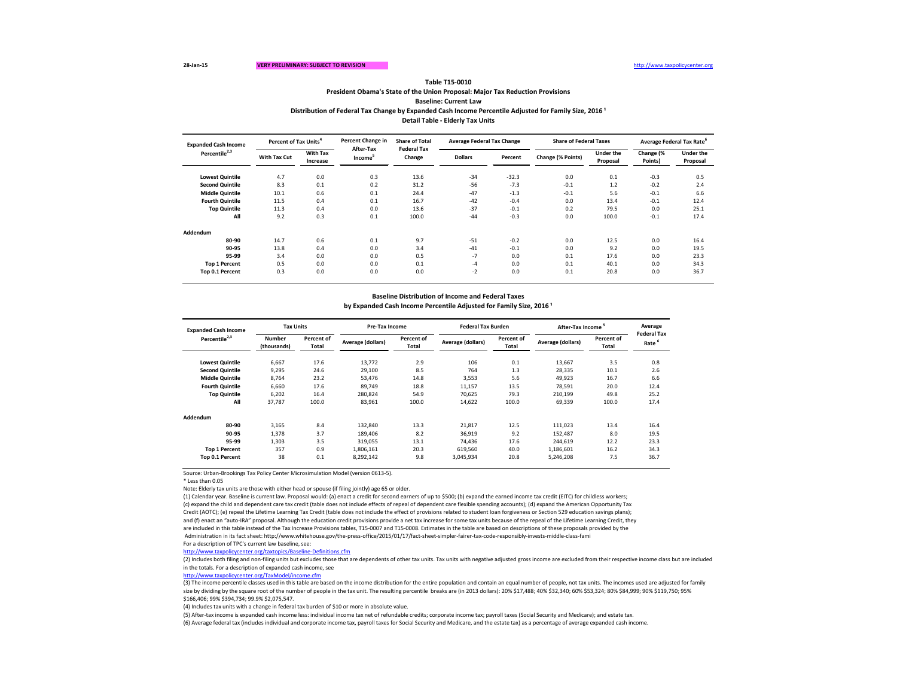28-Jan-15 **VERY PRELIMINARY: SUBJECT TO REVISION** http://www.taxpolicycenter.org

## Table T15-0010

### President Obama's State of the Union Proposal: Major Tax Reduction Provisions

### Baseline: Current Law

### Distribution of Federal Tax Change by Expanded Cash Income Percentile Adjusted for Family Size, 2016 [1]

### Detail Table - Elderly Tax Units

| Expanded Cash Income Percentile[2,3] | Percent of Tax Units[4] | | Percent Change in After-Tax Income[5] | Share of Total Federal Tax Change | Average Federal Tax Change | | Share of Federal Taxes | | Average Federal Tax Rate[6] | |
|---|---|---|---|---|---|---|---|---|---|---|
| | With Tax Cut | With Tax Increase | | | Dollars | Percent | Change (% Points) | Under the Proposal | Change (% Points) | Under the Proposal |
| Lowest Quintile | 4.7 | 0.0 | 0.3 | 13.6 | -34 | -32.3 | 0.0 | 0.1 | -0.3 | 0.5 |
| Second Quintile | 8.3 | 0.1 | 0.2 | 31.2 | -56 | -7.3 | -0.1 | 1.2 | -0.2 | 2.4 |
| Middle Quintile | 10.1 | 0.6 | 0.1 | 24.4 | -47 | -1.3 | -0.1 | 5.6 | -0.1 | 6.6 |
| Fourth Quintile | 11.5 | 0.4 | 0.1 | 16.7 | -42 | -0.4 | 0.0 | 13.4 | -0.1 | 12.4 |
| Top Quintile | 11.3 | 0.4 | 0.0 | 13.6 | -37 | -0.1 | 0.2 | 79.5 | 0.0 | 25.1 |
| All | 9.2 | 0.3 | 0.1 | 100.0 | -44 | -0.3 | 0.0 | 100.0 | -0.1 | 17.4 |
| **Addendum** | | | | | | | | | | |
| 80-90 | 14.7 | 0.6 | 0.1 | 9.7 | -51 | -0.2 | 0.0 | 12.5 | 0.0 | 16.4 |
| 90-95 | 13.8 | 0.4 | 0.0 | 3.4 | -41 | -0.1 | 0.0 | 9.2 | 0.0 | 19.5 |
| 95-99 | 3.4 | 0.0 | 0.0 | 0.5 | -7 | 0.0 | 0.1 | 17.6 | 0.0 | 23.3 |
| Top 1 Percent | 0.5 | 0.0 | 0.0 | 0.1 | -4 | 0.0 | 0.1 | 40.1 | 0.0 | 34.3 |
| Top 0.1 Percent | 0.3 | 0.0 | 0.0 | 0.0 | -2 | 0.0 | 0.1 | 20.8 | 0.0 | 36.7 |

### Baseline Distribution of Income and Federal Taxes

### by Expanded Cash Income Percentile Adjusted for Family Size, 2016 [1]

| Expanded Cash Income Percentile[2,3] | Tax Units | | Pre-Tax Income | | Federal Tax Burden | | After-Tax Income[5] | | Average Federal Tax Rate[6] |
|---|---|---|---|---|---|---|---|---|---|
| | Number (thousands) | Percent of Total | Average (dollars) | Percent of Total | Average (dollars) | Percent of Total | Average (dollars) | Percent of Total | |
| Lowest Quintile | 6,667 | 17.6 | 13,772 | 2.9 | 106 | 0.1 | 13,667 | 3.5 | 0.8 |
| Second Quintile | 9,295 | 24.6 | 29,100 | 8.5 | 764 | 1.3 | 28,335 | 10.1 | 2.6 |
| Middle Quintile | 8,764 | 23.2 | 53,476 | 14.8 | 3,553 | 5.6 | 49,923 | 16.7 | 6.6 |
| Fourth Quintile | 6,660 | 17.6 | 89,749 | 18.8 | 11,157 | 13.5 | 78,591 | 20.0 | 12.4 |
| Top Quintile | 6,202 | 16.4 | 280,824 | 54.9 | 70,625 | 79.3 | 210,199 | 49.8 | 25.2 |
| All | 37,787 | 100.0 | 83,961 | 100.0 | 14,622 | 100.0 | 69,339 | 100.0 | 17.4 |
| **Addendum** | | | | | | | | | |
| 80-90 | 3,165 | 8.4 | 132,840 | 13.3 | 21,817 | 12.5 | 111,023 | 13.4 | 16.4 |
| 90-95 | 1,378 | 3.7 | 189,406 | 8.2 | 36,919 | 9.2 | 152,487 | 8.0 | 19.5 |
| 95-99 | 1,303 | 3.5 | 319,055 | 13.1 | 74,436 | 17.6 | 244,619 | 12.2 | 23.3 |
| Top 1 Percent | 357 | 0.9 | 1,806,161 | 20.3 | 619,560 | 40.0 | 1,186,601 | 16.2 | 34.3 |
| Top 0.1 Percent | 38 | 0.1 | 8,292,142 | 9.8 | 3,045,934 | 20.8 | 5,246,208 | 7.5 | 36.7 |

Source: Urban-Brookings Tax Policy Center Microsimulation Model (version 0613-5).

* Less than 0.05

Note: Elderly tax units are those with either head or spouse (if filing jointly) age 65 or older.

(1) Calendar year. Baseline is current law. Proposal would: (a) enact a credit for second earners of up to $500; (b) expand the earned income tax credit (EITC) for childless workers; (c) expand the child and dependent care tax credit (table does not include effects of repeal of dependent care flexible spending accounts); (d) expand the American Opportunity Tax Credit (AOTC); (e) repeal the Lifetime Learning Tax Credit (table does not include the effect of provisions related to student loan forgiveness or Section 529 education savings plans); and (f) enact an "auto-IRA" proposal. Although the education credit provisions provide a net tax increase for some tax units because of the repeal of the Lifetime Learning Credit, they are included in this table instead of the Tax Increase Provisions tables, T15-0007 and T15-0008. Estimates in the table are based on descriptions of these proposals provided by the Administration in its fact sheet: http://www.whitehouse.gov/the-press-office/2015/01/17/fact-sheet-simpler-fairer-tax-code-responsibly-invests-middle-class-fami

For a description of TPC's current law baseline, see:

http://www.taxpolicycenter.org/taxtopics/Baseline-Definitions.cfm

(2) Includes both filing and non-filing units but excludes those that are dependents of other tax units. Tax units with negative adjusted gross income are excluded from their respective income class but are included in the totals. For a description of expanded cash income, see

http://www.taxpolicycenter.org/TaxModel/income.cfm

(3) The income percentile classes used in this table are based on the income distribution for the entire population and contain an equal number of people, not tax units. The incomes used are adjusted for family size by dividing by the square root of the number of people in the tax unit. The resulting percentile breaks are (in 2013 dollars): 20% $17,488; 40% $32,340; 60% $53,324; 80% $84,999; 90% $119,750; 95% $166,406; 99% $394,734; 99.9% $2,075,547.

(4) Includes tax units with a change in federal tax burden of $10 or more in absolute value.

(5) After-tax income is expanded cash income less: individual income tax net of refundable credits; corporate income tax; payroll taxes (Social Security and Medicare); and estate tax.

(6) Average federal tax (includes individual and corporate income tax, payroll taxes for Social Security and Medicare, and the estate tax) as a percentage of average expanded cash income.